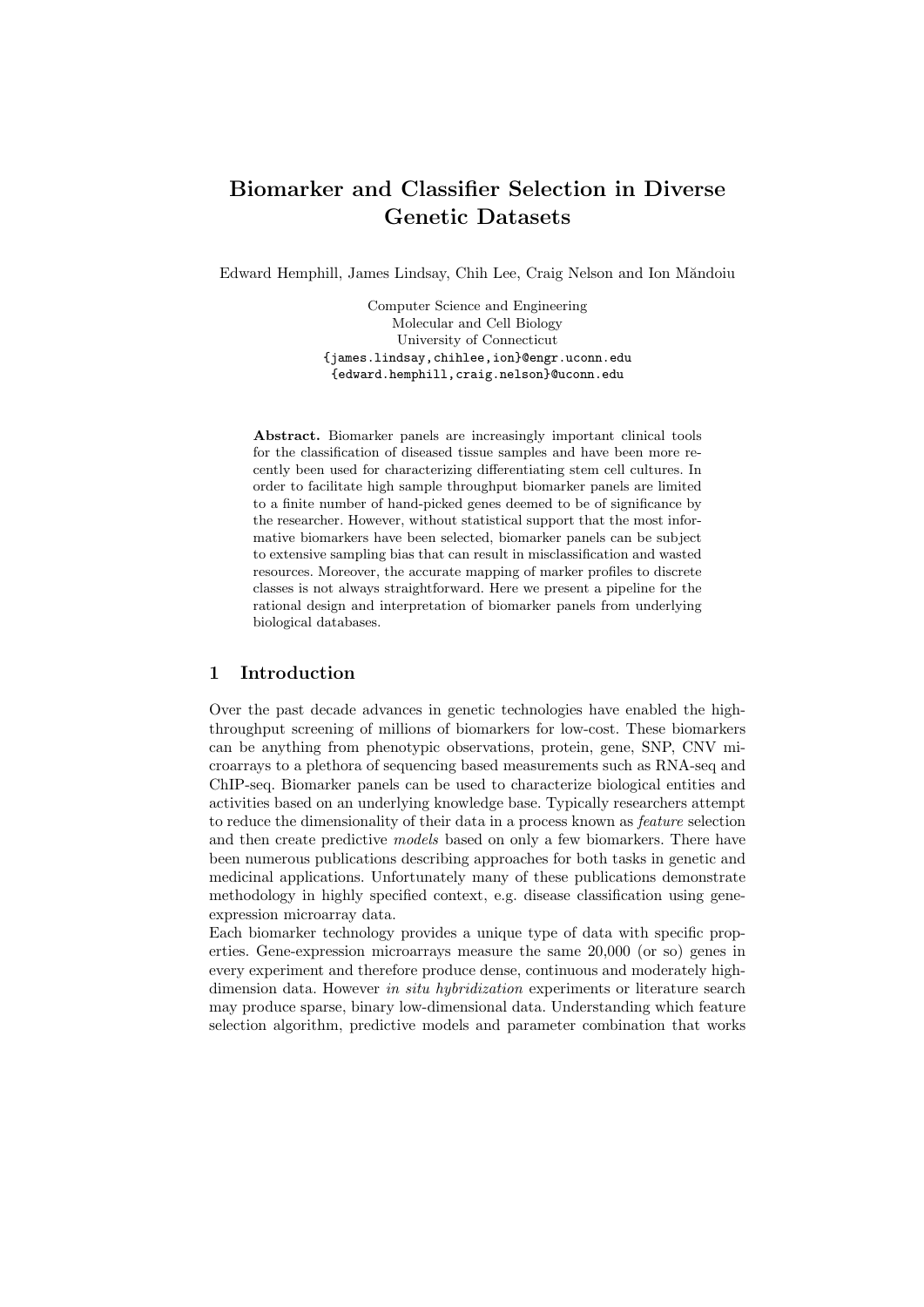# Biomarker and Classifier Selection in Diverse Genetic Datasets

Edward Hemphill, James Lindsay, Chih Lee, Craig Nelson and Ion Măndoiu

Computer Science and Engineering
Molecular and Cell Biology
University of Connecticut
{james.lindsay,chihlee,ion}@engr.uconn.edu
{edward.hemphill,craig.nelson}@uconn.edu

**Abstract.** Biomarker panels are increasingly important clinical tools for the classification of diseased tissue samples and have been more recently been used for characterizing differentiating stem cell cultures. In order to facilitate high sample throughput biomarker panels are limited to a finite number of hand-picked genes deemed to be of significance by the researcher. However, without statistical support that the most informative biomarkers have been selected, biomarker panels can be subject to extensive sampling bias that can result in misclassification and wasted resources. Moreover, the accurate mapping of marker profiles to discrete classes is not always straightforward. Here we present a pipeline for the rational design and interpretation of biomarker panels from underlying biological databases.

## 1 Introduction

Over the past decade advances in genetic technologies have enabled the high-throughput screening of millions of biomarkers for low-cost. These biomarkers can be anything from phenotypic observations, protein, gene, SNP, CNV microarrays to a plethora of sequencing based measurements such as RNA-seq and ChIP-seq. Biomarker panels can be used to characterize biological entities and activities based on an underlying knowledge base. Typically researchers attempt to reduce the dimensionality of their data in a process known as *feature* selection and then create predictive *models* based on only a few biomarkers. There have been numerous publications describing approaches for both tasks in genetic and medicinal applications. Unfortunately many of these publications demonstrate methodology in highly specified context, e.g. disease classification using gene-expression microarray data.

Each biomarker technology provides a unique type of data with specific properties. Gene-expression microarrays measure the same 20,000 (or so) genes in every experiment and therefore produce dense, continuous and moderately high-dimension data. However *in situ hybridization* experiments or literature search may produce sparse, binary low-dimensional data. Understanding which feature selection algorithm, predictive models and parameter combination that works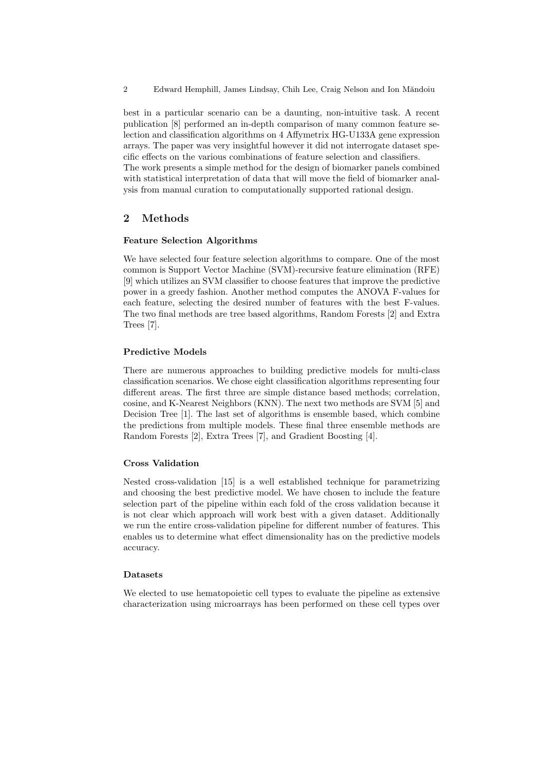best in a particular scenario can be a daunting, non-intuitive task. A recent publication [8] performed an in-depth comparison of many common feature selection and classification algorithms on 4 Affymetrix HG-U133A gene expression arrays. The paper was very insightful however it did not interrogate dataset specific effects on the various combinations of feature selection and classifiers.
The work presents a simple method for the design of biomarker panels combined with statistical interpretation of data that will move the field of biomarker analysis from manual curation to computationally supported rational design.

## 2 Methods

### Feature Selection Algorithms

We have selected four feature selection algorithms to compare. One of the most common is Support Vector Machine (SVM)-recursive feature elimination (RFE) [9] which utilizes an SVM classifier to choose features that improve the predictive power in a greedy fashion. Another method computes the ANOVA F-values for each feature, selecting the desired number of features with the best F-values. The two final methods are tree based algorithms, Random Forests [2] and Extra Trees [7].

### Predictive Models

There are numerous approaches to building predictive models for multi-class classification scenarios. We chose eight classification algorithms representing four different areas. The first three are simple distance based methods; correlation, cosine, and K-Nearest Neighbors (KNN). The next two methods are SVM [5] and Decision Tree [1]. The last set of algorithms is ensemble based, which combine the predictions from multiple models. These final three ensemble methods are Random Forests [2], Extra Trees [7], and Gradient Boosting [4].

### Cross Validation

Nested cross-validation [15] is a well established technique for parametrizing and choosing the best predictive model. We have chosen to include the feature selection part of the pipeline within each fold of the cross validation because it is not clear which approach will work best with a given dataset. Additionally we run the entire cross-validation pipeline for different number of features. This enables us to determine what effect dimensionality has on the predictive models accuracy.

### Datasets

We elected to use hematopoietic cell types to evaluate the pipeline as extensive characterization using microarrays has been performed on these cell types over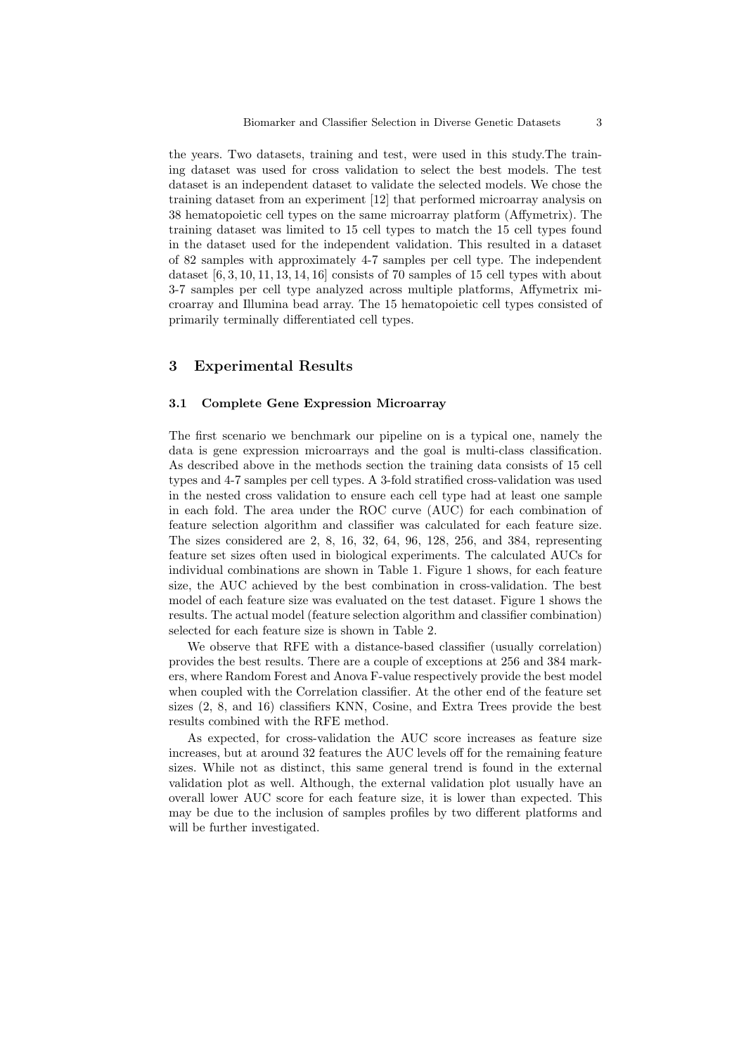the years. Two datasets, training and test, were used in this study.The training dataset was used for cross validation to select the best models. The test dataset is an independent dataset to validate the selected models. We chose the training dataset from an experiment [12] that performed microarray analysis on 38 hematopoietic cell types on the same microarray platform (Affymetrix). The training dataset was limited to 15 cell types to match the 15 cell types found in the dataset used for the independent validation. This resulted in a dataset of 82 samples with approximately 4-7 samples per cell type. The independent dataset [6, 3, 10, 11, 13, 14, 16] consists of 70 samples of 15 cell types with about 3-7 samples per cell type analyzed across multiple platforms, Affymetrix microarray and Illumina bead array. The 15 hematopoietic cell types consisted of primarily terminally differentiated cell types.

## 3 Experimental Results

### 3.1 Complete Gene Expression Microarray

The first scenario we benchmark our pipeline on is a typical one, namely the data is gene expression microarrays and the goal is multi-class classification. As described above in the methods section the training data consists of 15 cell types and 4-7 samples per cell types. A 3-fold stratified cross-validation was used in the nested cross validation to ensure each cell type had at least one sample in each fold. The area under the ROC curve (AUC) for each combination of feature selection algorithm and classifier was calculated for each feature size. The sizes considered are 2, 8, 16, 32, 64, 96, 128, 256, and 384, representing feature set sizes often used in biological experiments. The calculated AUCs for individual combinations are shown in Table 1. Figure 1 shows, for each feature size, the AUC achieved by the best combination in cross-validation. The best model of each feature size was evaluated on the test dataset. Figure 1 shows the results. The actual model (feature selection algorithm and classifier combination) selected for each feature size is shown in Table 2.

We observe that RFE with a distance-based classifier (usually correlation) provides the best results. There are a couple of exceptions at 256 and 384 markers, where Random Forest and Anova F-value respectively provide the best model when coupled with the Correlation classifier. At the other end of the feature set sizes (2, 8, and 16) classifiers KNN, Cosine, and Extra Trees provide the best results combined with the RFE method.

As expected, for cross-validation the AUC score increases as feature size increases, but at around 32 features the AUC levels off for the remaining feature sizes. While not as distinct, this same general trend is found in the external validation plot as well. Although, the external validation plot usually have an overall lower AUC score for each feature size, it is lower than expected. This may be due to the inclusion of samples profiles by two different platforms and will be further investigated.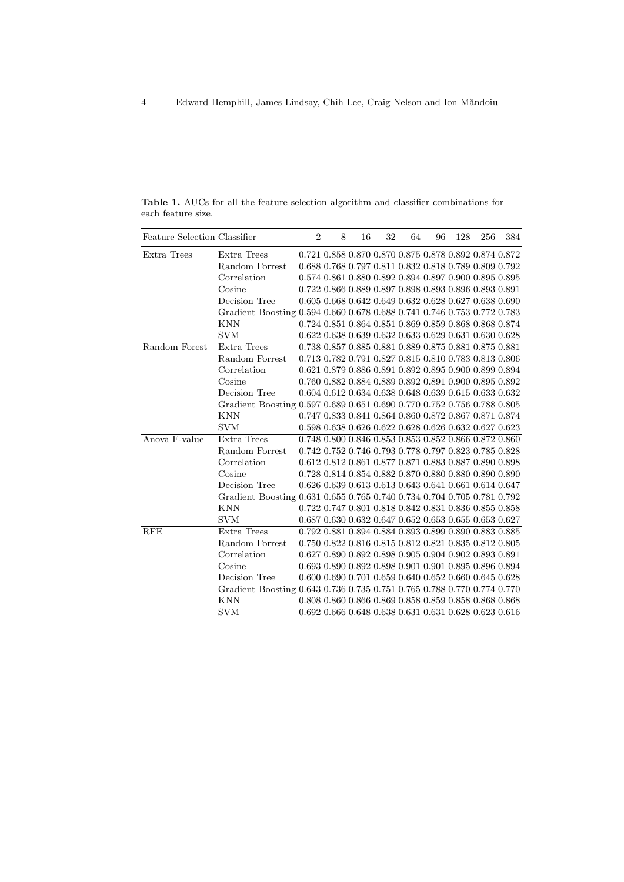**Table 1.** AUCs for all the feature selection algorithm and classifier combinations for each feature size.

| Feature Selection | Classifier | 2 | 8 | 16 | 32 | 64 | 96 | 128 | 256 | 384 |
|---|---|---|---|---|---|---|---|---|---|---|
| Extra Trees | Extra Trees | 0.721 | 0.858 | 0.870 | 0.870 | 0.875 | 0.878 | 0.892 | 0.874 | 0.872 |
| | Random Forrest | 0.688 | 0.768 | 0.797 | 0.811 | 0.832 | 0.818 | 0.789 | 0.809 | 0.792 |
| | Correlation | 0.574 | 0.861 | 0.880 | 0.892 | 0.894 | 0.897 | 0.900 | 0.895 | 0.895 |
| | Cosine | 0.722 | 0.866 | 0.889 | 0.897 | 0.898 | 0.893 | 0.896 | 0.893 | 0.891 |
| | Decision Tree | 0.605 | 0.668 | 0.642 | 0.649 | 0.632 | 0.628 | 0.627 | 0.638 | 0.690 |
| | Gradient Boosting | 0.594 | 0.660 | 0.678 | 0.688 | 0.741 | 0.746 | 0.753 | 0.772 | 0.783 |
| | KNN | 0.724 | 0.851 | 0.864 | 0.851 | 0.869 | 0.859 | 0.868 | 0.868 | 0.874 |
| | SVM | 0.622 | 0.638 | 0.639 | 0.632 | 0.633 | 0.629 | 0.631 | 0.630 | 0.628 |
| Random Forest | Extra Trees | 0.738 | 0.857 | 0.885 | 0.881 | 0.889 | 0.875 | 0.881 | 0.875 | 0.881 |
| | Random Forrest | 0.713 | 0.782 | 0.791 | 0.827 | 0.815 | 0.810 | 0.783 | 0.813 | 0.806 |
| | Correlation | 0.621 | 0.879 | 0.886 | 0.891 | 0.892 | 0.895 | 0.900 | 0.899 | 0.894 |
| | Cosine | 0.760 | 0.882 | 0.884 | 0.889 | 0.892 | 0.891 | 0.900 | 0.895 | 0.892 |
| | Decision Tree | 0.604 | 0.612 | 0.634 | 0.638 | 0.648 | 0.639 | 0.615 | 0.633 | 0.632 |
| | Gradient Boosting | 0.597 | 0.689 | 0.651 | 0.690 | 0.770 | 0.752 | 0.756 | 0.788 | 0.805 |
| | KNN | 0.747 | 0.833 | 0.841 | 0.864 | 0.860 | 0.872 | 0.867 | 0.871 | 0.874 |
| | SVM | 0.598 | 0.638 | 0.626 | 0.622 | 0.628 | 0.626 | 0.632 | 0.627 | 0.623 |
| Anova F-value | Extra Trees | 0.748 | 0.800 | 0.846 | 0.853 | 0.853 | 0.852 | 0.866 | 0.872 | 0.860 |
| | Random Forrest | 0.742 | 0.752 | 0.746 | 0.793 | 0.778 | 0.797 | 0.823 | 0.785 | 0.828 |
| | Correlation | 0.612 | 0.812 | 0.861 | 0.877 | 0.871 | 0.883 | 0.887 | 0.890 | 0.898 |
| | Cosine | 0.728 | 0.814 | 0.854 | 0.882 | 0.870 | 0.880 | 0.880 | 0.890 | 0.890 |
| | Decision Tree | 0.626 | 0.639 | 0.613 | 0.613 | 0.643 | 0.641 | 0.661 | 0.614 | 0.647 |
| | Gradient Boosting | 0.631 | 0.655 | 0.765 | 0.740 | 0.734 | 0.704 | 0.705 | 0.781 | 0.792 |
| | KNN | 0.722 | 0.747 | 0.801 | 0.818 | 0.842 | 0.831 | 0.836 | 0.855 | 0.858 |
| | SVM | 0.687 | 0.630 | 0.632 | 0.647 | 0.652 | 0.653 | 0.655 | 0.653 | 0.627 |
| RFE | Extra Trees | 0.792 | 0.881 | 0.894 | 0.884 | 0.893 | 0.899 | 0.890 | 0.883 | 0.885 |
| | Random Forrest | 0.750 | 0.822 | 0.816 | 0.815 | 0.812 | 0.821 | 0.835 | 0.812 | 0.805 |
| | Correlation | 0.627 | 0.890 | 0.892 | 0.898 | 0.905 | 0.904 | 0.902 | 0.893 | 0.891 |
| | Cosine | 0.693 | 0.890 | 0.892 | 0.898 | 0.901 | 0.901 | 0.895 | 0.896 | 0.894 |
| | Decision Tree | 0.600 | 0.690 | 0.701 | 0.659 | 0.640 | 0.652 | 0.660 | 0.645 | 0.628 |
| | Gradient Boosting | 0.643 | 0.736 | 0.735 | 0.751 | 0.765 | 0.788 | 0.770 | 0.774 | 0.770 |
| | KNN | 0.808 | 0.860 | 0.866 | 0.869 | 0.858 | 0.859 | 0.858 | 0.868 | 0.868 |
| | SVM | 0.692 | 0.666 | 0.648 | 0.638 | 0.631 | 0.631 | 0.628 | 0.623 | 0.616 |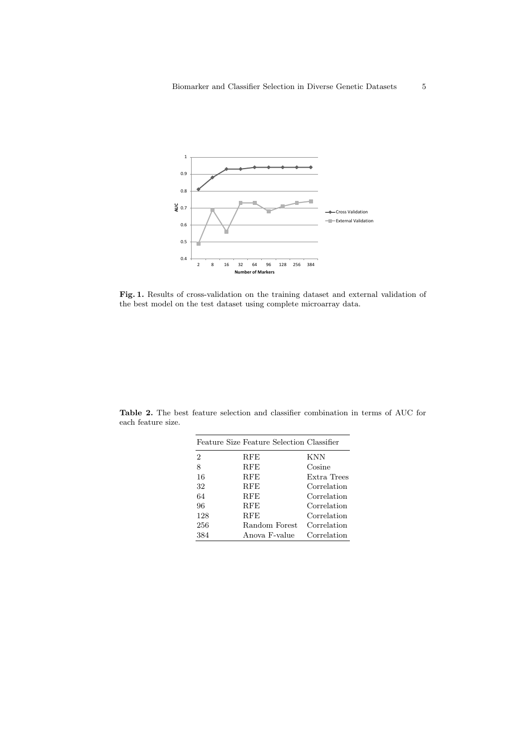**Fig. 1.** Results of cross-validation on the training dataset and external validation of the best model on the test dataset using complete microarray data.

**Table 2.** The best feature selection and classifier combination in terms of AUC for each feature size.

| Feature Size | Feature Selection | Classifier |
|---|---|---|
| 2 | RFE | KNN |
| 8 | RFE | Cosine |
| 16 | RFE | Extra Trees |
| 32 | RFE | Correlation |
| 64 | RFE | Correlation |
| 96 | RFE | Correlation |
| 128 | RFE | Correlation |
| 256 | Random Forest | Correlation |
| 384 | Anova F-value | Correlation |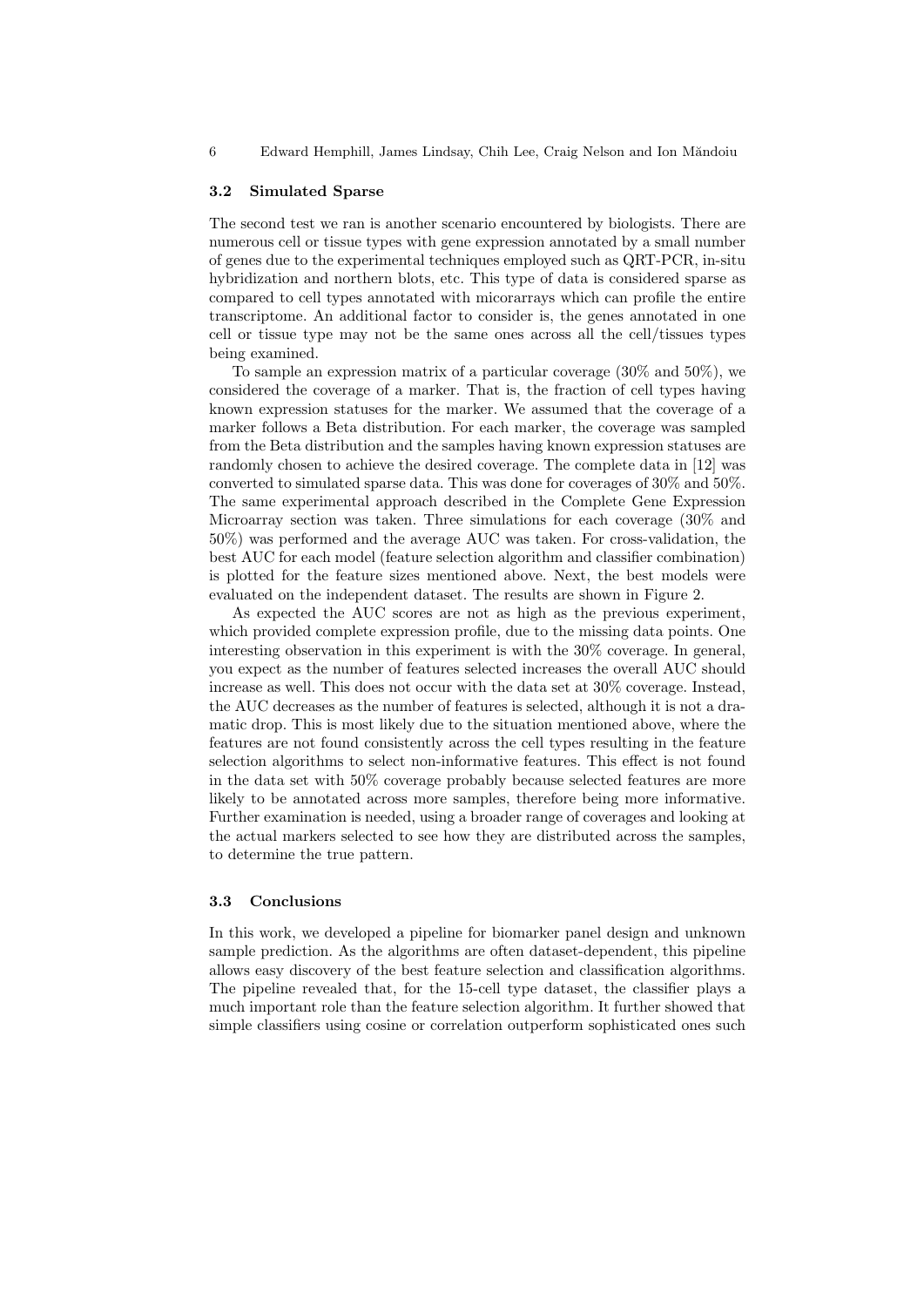### 3.2 Simulated Sparse

The second test we ran is another scenario encountered by biologists. There are numerous cell or tissue types with gene expression annotated by a small number of genes due to the experimental techniques employed such as QRT-PCR, in-situ hybridization and northern blots, etc. This type of data is considered sparse as compared to cell types annotated with micorarrays which can profile the entire transcriptome. An additional factor to consider is, the genes annotated in one cell or tissue type may not be the same ones across all the cell/tissues types being examined.

To sample an expression matrix of a particular coverage (30% and 50%), we considered the coverage of a marker. That is, the fraction of cell types having known expression statuses for the marker. We assumed that the coverage of a marker follows a Beta distribution. For each marker, the coverage was sampled from the Beta distribution and the samples having known expression statuses are randomly chosen to achieve the desired coverage. The complete data in [12] was converted to simulated sparse data. This was done for coverages of 30% and 50%. The same experimental approach described in the Complete Gene Expression Microarray section was taken. Three simulations for each coverage (30% and 50%) was performed and the average AUC was taken. For cross-validation, the best AUC for each model (feature selection algorithm and classifier combination) is plotted for the feature sizes mentioned above. Next, the best models were evaluated on the independent dataset. The results are shown in Figure 2.

As expected the AUC scores are not as high as the previous experiment, which provided complete expression profile, due to the missing data points. One interesting observation in this experiment is with the 30% coverage. In general, you expect as the number of features selected increases the overall AUC should increase as well. This does not occur with the data set at 30% coverage. Instead, the AUC decreases as the number of features is selected, although it is not a dramatic drop. This is most likely due to the situation mentioned above, where the features are not found consistently across the cell types resulting in the feature selection algorithms to select non-informative features. This effect is not found in the data set with 50% coverage probably because selected features are more likely to be annotated across more samples, therefore being more informative. Further examination is needed, using a broader range of coverages and looking at the actual markers selected to see how they are distributed across the samples, to determine the true pattern.

### 3.3 Conclusions

In this work, we developed a pipeline for biomarker panel design and unknown sample prediction. As the algorithms are often dataset-dependent, this pipeline allows easy discovery of the best feature selection and classification algorithms. The pipeline revealed that, for the 15-cell type dataset, the classifier plays a much important role than the feature selection algorithm. It further showed that simple classifiers using cosine or correlation outperform sophisticated ones such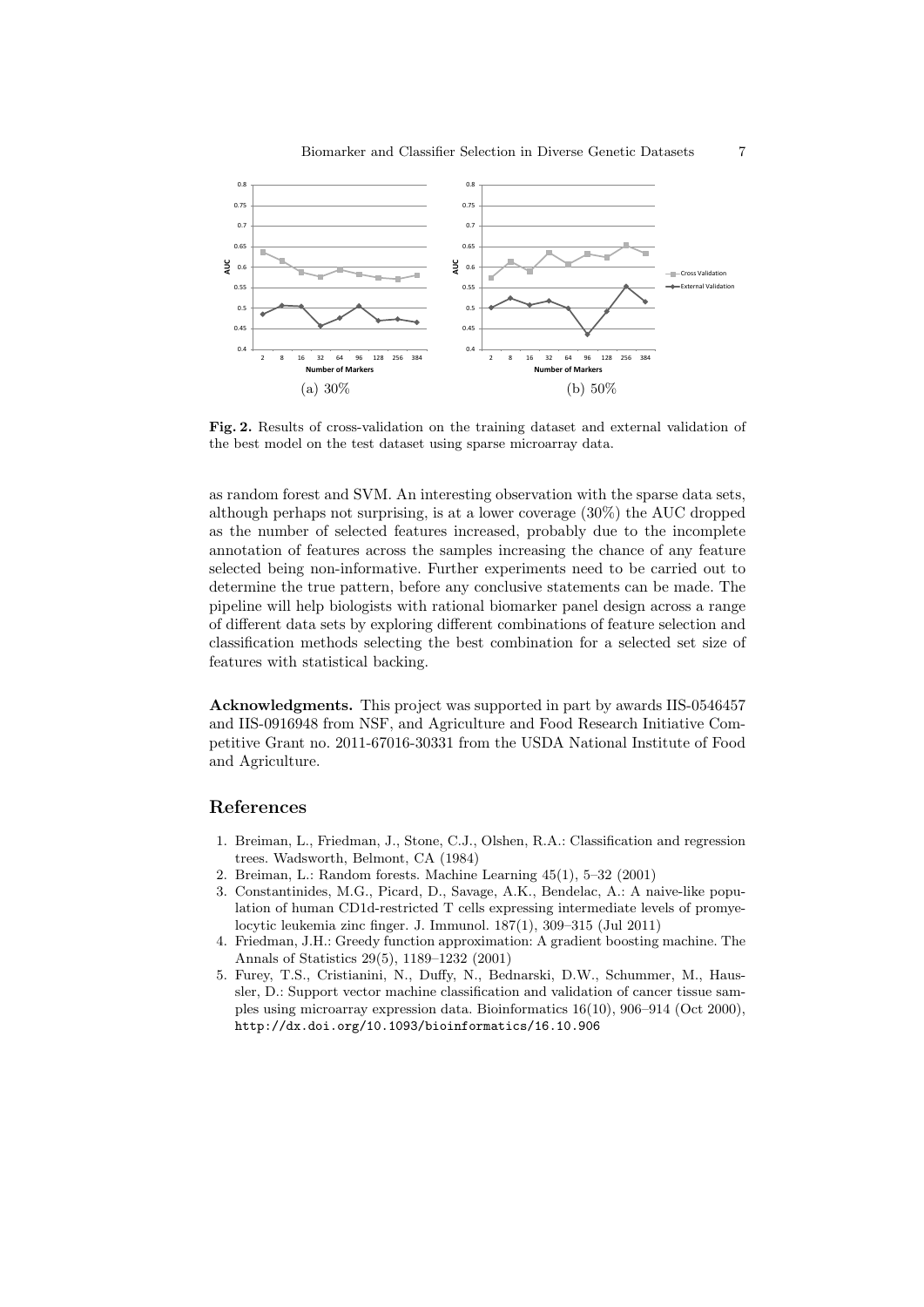(a) 30%

(b) 50%

**Fig. 2.** Results of cross-validation on the training dataset and external validation of the best model on the test dataset using sparse microarray data.

as random forest and SVM. An interesting observation with the sparse data sets, although perhaps not surprising, is at a lower coverage (30%) the AUC dropped as the number of selected features increased, probably due to the incomplete annotation of features across the samples increasing the chance of any feature selected being non-informative. Further experiments need to be carried out to determine the true pattern, before any conclusive statements can be made. The pipeline will help biologists with rational biomarker panel design across a range of different data sets by exploring different combinations of feature selection and classification methods selecting the best combination for a selected set size of features with statistical backing.

**Acknowledgments.** This project was supported in part by awards IIS-0546457 and IIS-0916948 from NSF, and Agriculture and Food Research Initiative Competitive Grant no. 2011-67016-30331 from the USDA National Institute of Food and Agriculture.

## References

1. Breiman, L., Friedman, J., Stone, C.J., Olshen, R.A.: Classification and regression trees. Wadsworth, Belmont, CA (1984)
2. Breiman, L.: Random forests. Machine Learning 45(1), 5–32 (2001)
3. Constantinides, M.G., Picard, D., Savage, A.K., Bendelac, A.: A naive-like population of human CD1d-restricted T cells expressing intermediate levels of promyelocytic leukemia zinc finger. J. Immunol. 187(1), 309–315 (Jul 2011)
4. Friedman, J.H.: Greedy function approximation: A gradient boosting machine. The Annals of Statistics 29(5), 1189–1232 (2001)
5. Furey, T.S., Cristianini, N., Duffy, N., Bednarski, D.W., Schummer, M., Haussler, D.: Support vector machine classification and validation of cancer tissue samples using microarray expression data. Bioinformatics 16(10), 906–914 (Oct 2000), http://dx.doi.org/10.1093/bioinformatics/16.10.906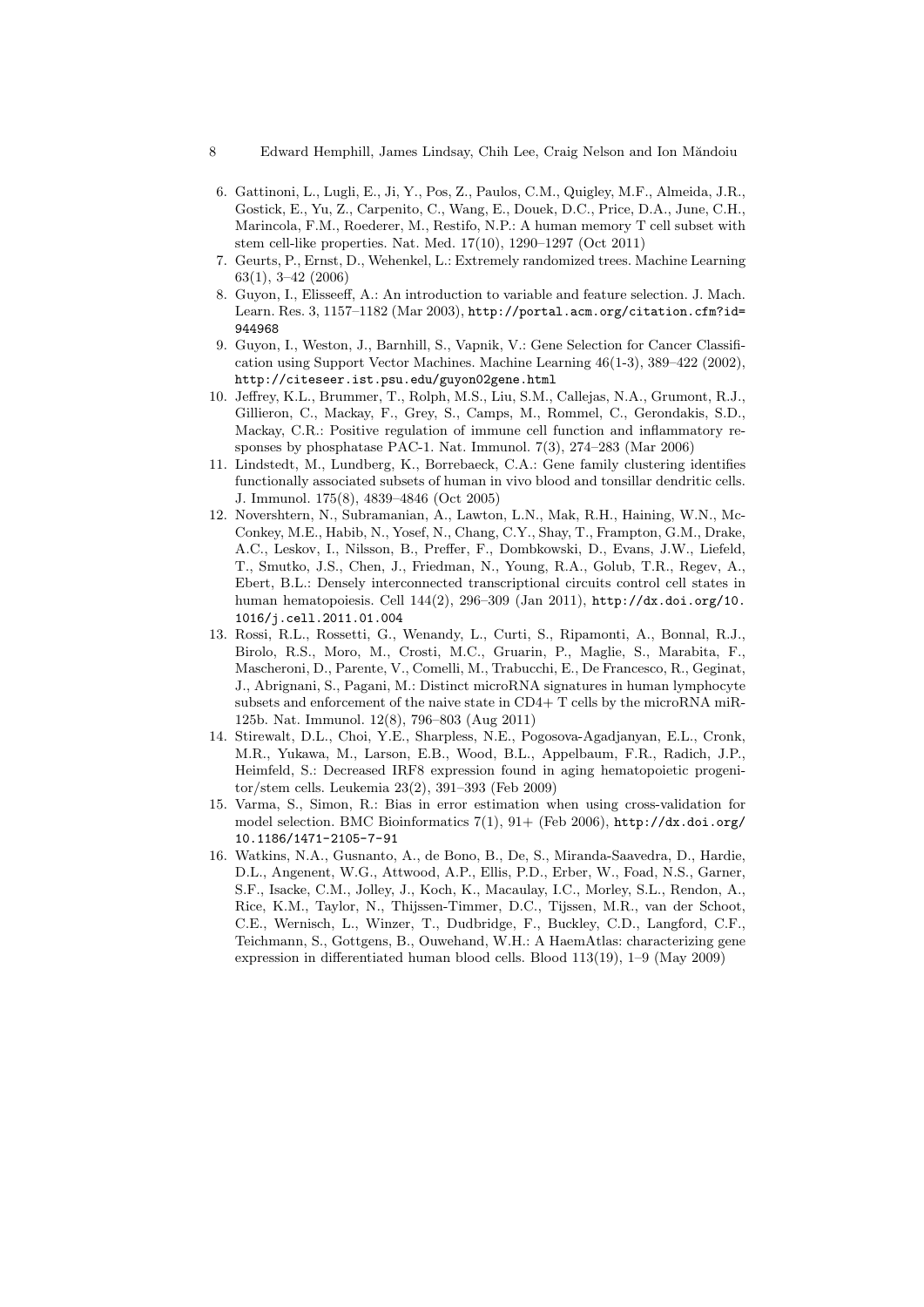6. Gattinoni, L., Lugli, E., Ji, Y., Pos, Z., Paulos, C.M., Quigley, M.F., Almeida, J.R., Gostick, E., Yu, Z., Carpenito, C., Wang, E., Douek, D.C., Price, D.A., June, C.H., Marincola, F.M., Roederer, M., Restifo, N.P.: A human memory T cell subset with stem cell-like properties. Nat. Med. 17(10), 1290–1297 (Oct 2011)
7. Geurts, P., Ernst, D., Wehenkel, L.: Extremely randomized trees. Machine Learning 63(1), 3–42 (2006)
8. Guyon, I., Elisseeff, A.: An introduction to variable and feature selection. J. Mach. Learn. Res. 3, 1157–1182 (Mar 2003), http://portal.acm.org/citation.cfm?id=944968
9. Guyon, I., Weston, J., Barnhill, S., Vapnik, V.: Gene Selection for Cancer Classification using Support Vector Machines. Machine Learning 46(1-3), 389–422 (2002), http://citeseer.ist.psu.edu/guyon02gene.html
10. Jeffrey, K.L., Brummer, T., Rolph, M.S., Liu, S.M., Callejas, N.A., Grumont, R.J., Gillieron, C., Mackay, F., Grey, S., Camps, M., Rommel, C., Gerondakis, S.D., Mackay, C.R.: Positive regulation of immune cell function and inflammatory responses by phosphatase PAC-1. Nat. Immunol. 7(3), 274–283 (Mar 2006)
11. Lindstedt, M., Lundberg, K., Borrebaeck, C.A.: Gene family clustering identifies functionally associated subsets of human in vivo blood and tonsillar dendritic cells. J. Immunol. 175(8), 4839–4846 (Oct 2005)
12. Novershtern, N., Subramanian, A., Lawton, L.N., Mak, R.H., Haining, W.N., McConkey, M.E., Habib, N., Yosef, N., Chang, C.Y., Shay, T., Frampton, G.M., Drake, A.C., Leskov, I., Nilsson, B., Preffer, F., Dombkowski, D., Evans, J.W., Liefeld, T., Smutko, J.S., Chen, J., Friedman, N., Young, R.A., Golub, T.R., Regev, A., Ebert, B.L.: Densely interconnected transcriptional circuits control cell states in human hematopoiesis. Cell 144(2), 296–309 (Jan 2011), http://dx.doi.org/10.1016/j.cell.2011.01.004
13. Rossi, R.L., Rossetti, G., Wenandy, L., Curti, S., Ripamonti, A., Bonnal, R.J., Birolo, R.S., Moro, M., Crosti, M.C., Gruarin, P., Maglie, S., Marabita, F., Mascheroni, D., Parente, V., Comelli, M., Trabucchi, E., De Francesco, R., Geginat, J., Abrignani, S., Pagani, M.: Distinct microRNA signatures in human lymphocyte subsets and enforcement of the naive state in CD4+ T cells by the microRNA miR-125b. Nat. Immunol. 12(8), 796–803 (Aug 2011)
14. Stirewalt, D.L., Choi, Y.E., Sharpless, N.E., Pogosova-Agadjanyan, E.L., Cronk, M.R., Yukawa, M., Larson, E.B., Wood, B.L., Appelbaum, F.R., Radich, J.P., Heimfeld, S.: Decreased IRF8 expression found in aging hematopoietic progenitor/stem cells. Leukemia 23(2), 391–393 (Feb 2009)
15. Varma, S., Simon, R.: Bias in error estimation when using cross-validation for model selection. BMC Bioinformatics 7(1), 91+ (Feb 2006), http://dx.doi.org/10.1186/1471-2105-7-91
16. Watkins, N.A., Gusnanto, A., de Bono, B., De, S., Miranda-Saavedra, D., Hardie, D.L., Angenent, W.G., Attwood, A.P., Ellis, P.D., Erber, W., Foad, N.S., Garner, S.F., Isacke, C.M., Jolley, J., Koch, K., Macaulay, I.C., Morley, S.L., Rendon, A., Rice, K.M., Taylor, N., Thijssen-Timmer, D.C., Tijssen, M.R., van der Schoot, C.E., Wernisch, L., Winzer, T., Dudbridge, F., Buckley, C.D., Langford, C.F., Teichmann, S., Gottgens, B., Ouwehand, W.H.: A HaemAtlas: characterizing gene expression in differentiated human blood cells. Blood 113(19), 1–9 (May 2009)